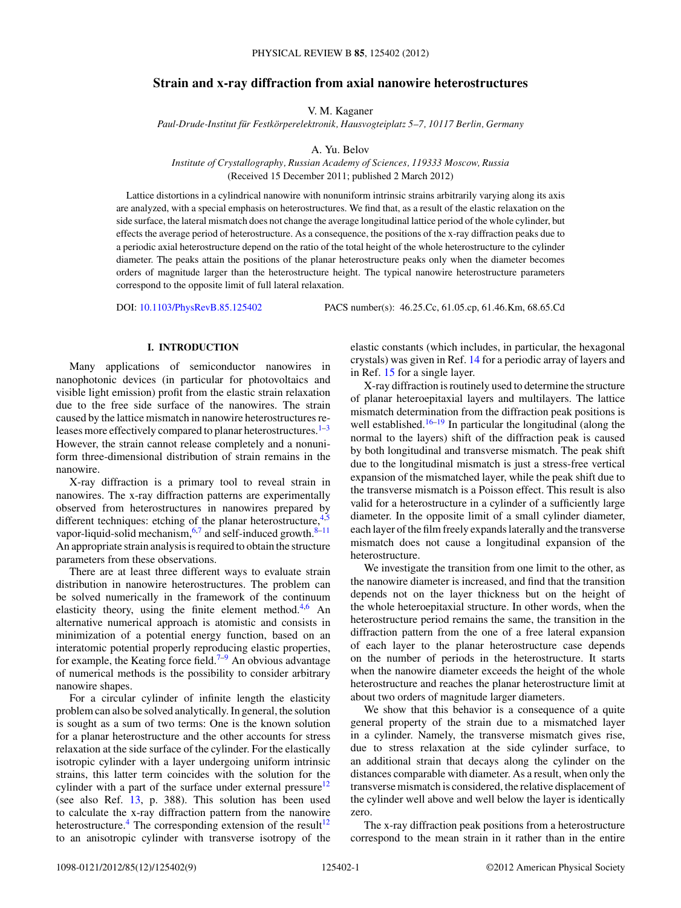# Strain and x-ray diffraction from axial nanowire heterostructures

V. M. Kaganer

*Paul-Drude-Institut für Festkörperelektronik, Hausvogteiplatz 5–7, 10117 Berlin, Germany*

A. Yu. Belov

*Institute of Crystallography, Russian Academy of Sciences, 119333 Moscow, Russia*

(Received 15 December 2011; published 2 March 2012)

Lattice distortions in a cylindrical nanowire with nonuniform intrinsic strains arbitrarily varying along its axis are analyzed, with a special emphasis on heterostructures. We find that, as a result of the elastic relaxation on the side surface, the lateral mismatch does not change the average longitudinal lattice period of the whole cylinder, but effects the average period of heterostructure. As a consequence, the positions of the x-ray diffraction peaks due to a periodic axial heterostructure depend on the ratio of the total height of the whole heterostructure to the cylinder diameter. The peaks attain the positions of the planar heterostructure peaks only when the diameter becomes orders of magnitude larger than the heterostructure height. The typical nanowire heterostructure parameters correspond to the opposite limit of full lateral relaxation.

DOI: 10.1103/PhysRevB.85.125402 PACS number(s): 46.25.Cc, 61.05.cp, 61.46.Km, 68.65.Cd

## I. INTRODUCTION

Many applications of semiconductor nanowires in nanophotonic devices (in particular for photovoltaics and visible light emission) profit from the elastic strain relaxation due to the free side surface of the nanowires. The strain caused by the lattice mismatch in nanowire heterostructures releases more effectively compared to planar heterostructures.[1–3] However, the strain cannot release completely and a nonuniform three-dimensional distribution of strain remains in the nanowire.

X-ray diffraction is a primary tool to reveal strain in nanowires. The x-ray diffraction patterns are experimentally observed from heterostructures in nanowires prepared by different techniques: etching of the planar heterostructure,[4,5] vapor-liquid-solid mechanism,[6,7] and self-induced growth.[8–11] An appropriate strain analysis is required to obtain the structure parameters from these observations.

There are at least three different ways to evaluate strain distribution in nanowire heterostructures. The problem can be solved numerically in the framework of the continuum elasticity theory, using the finite element method.[4,6] An alternative numerical approach is atomistic and consists in minimization of a potential energy function, based on an interatomic potential properly reproducing elastic properties, for example, the Keating force field.[7–9] An obvious advantage of numerical methods is the possibility to consider arbitrary nanowire shapes.

For a circular cylinder of infinite length the elasticity problem can also be solved analytically. In general, the solution is sought as a sum of two terms: One is the known solution for a planar heterostructure and the other accounts for stress relaxation at the side surface of the cylinder. For the elastically isotropic cylinder with a layer undergoing uniform intrinsic strains, this latter term coincides with the solution for the cylinder with a part of the surface under external pressure[12] (see also Ref. 13, p. 388). This solution has been used to calculate the x-ray diffraction pattern from the nanowire heterostructure.[4] The corresponding extension of the result[12] to an anisotropic cylinder with transverse isotropy of the elastic constants (which includes, in particular, the hexagonal crystals) was given in Ref. 14 for a periodic array of layers and in Ref. 15 for a single layer.

X-ray diffraction is routinely used to determine the structure of planar heteroepitaxial layers and multilayers. The lattice mismatch determination from the diffraction peak positions is well established.[16–19] In particular the longitudinal (along the normal to the layers) shift of the diffraction peak is caused by both longitudinal and transverse mismatch. The peak shift due to the longitudinal mismatch is just a stress-free vertical expansion of the mismatched layer, while the peak shift due to the transverse mismatch is a Poisson effect. This result is also valid for a heterostructure in a cylinder of a sufficiently large diameter. In the opposite limit of a small cylinder diameter, each layer of the film freely expands laterally and the transverse mismatch does not cause a longitudinal expansion of the heterostructure.

We investigate the transition from one limit to the other, as the nanowire diameter is increased, and find that the transition depends not on the layer thickness but on the height of the whole heteroepitaxial structure. In other words, when the heterostructure period remains the same, the transition in the diffraction pattern from the one of a free lateral expansion of each layer to the planar heterostructure case depends on the number of periods in the heterostructure. It starts when the nanowire diameter exceeds the height of the whole heterostructure and reaches the planar heterostructure limit at about two orders of magnitude larger diameters.

We show that this behavior is a consequence of a quite general property of the strain due to a mismatched layer in a cylinder. Namely, the transverse mismatch gives rise, due to stress relaxation at the side cylinder surface, to an additional strain that decays along the cylinder on the distances comparable with diameter. As a result, when only the transverse mismatch is considered, the relative displacement of the cylinder well above and well below the layer is identically zero.

The x-ray diffraction peak positions from a heterostructure correspond to the mean strain in it rather than in the entire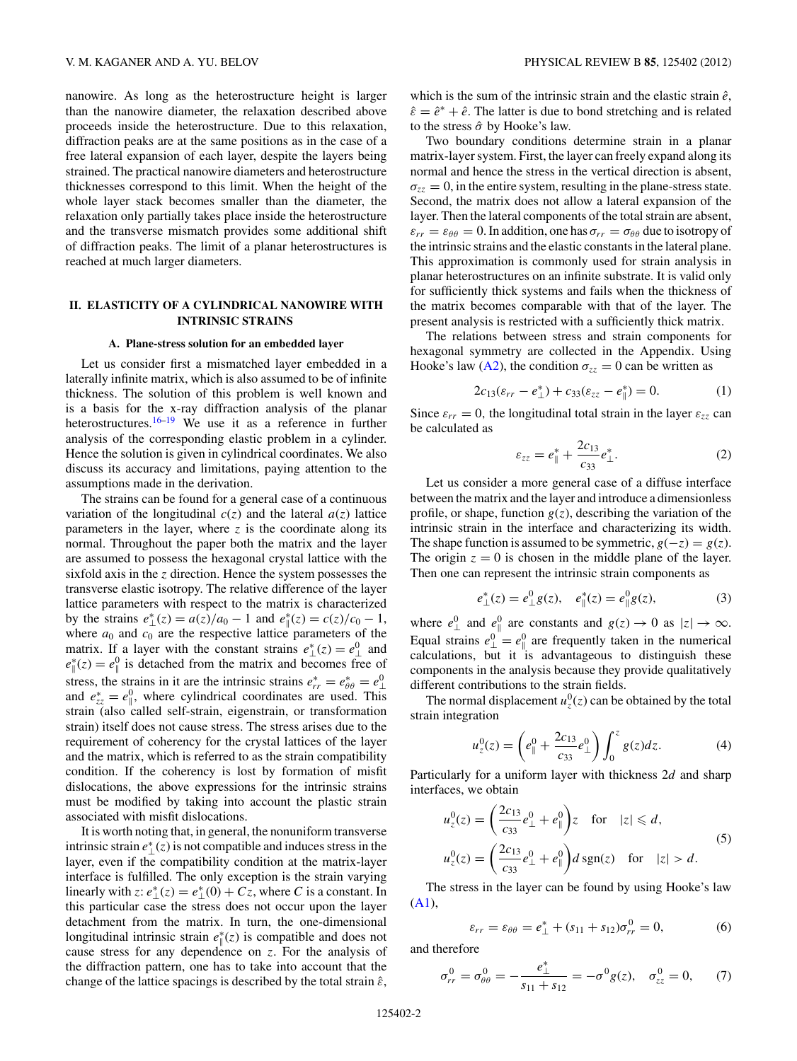nanowire. As long as the heterostructure height is larger than the nanowire diameter, the relaxation described above proceeds inside the heterostructure. Due to this relaxation, diffraction peaks are at the same positions as in the case of a free lateral expansion of each layer, despite the layers being strained. The practical nanowire diameters and heterostructure thicknesses correspond to this limit. When the height of the whole layer stack becomes smaller than the diameter, the relaxation only partially takes place inside the heterostructure and the transverse mismatch provides some additional shift of diffraction peaks. The limit of a planar heterostructures is reached at much larger diameters.

## II. ELASTICITY OF A CYLINDRICAL NANOWIRE WITH INTRINSIC STRAINS

### A. Plane-stress solution for an embedded layer

Let us consider first a mismatched layer embedded in a laterally infinite matrix, which is also assumed to be of infinite thickness. The solution of this problem is well known and is a basis for the x-ray diffraction analysis of the planar heterostructures.[16–19] We use it as a reference in further analysis of the corresponding elastic problem in a cylinder. Hence the solution is given in cylindrical coordinates. We also discuss its accuracy and limitations, paying attention to the assumptions made in the derivation.

The strains can be found for a general case of a continuous variation of the longitudinal $c(z)$ and the lateral $a(z)$ lattice parameters in the layer, where $z$ is the coordinate along its normal. Throughout the paper both the matrix and the layer are assumed to possess the hexagonal crystal lattice with the sixfold axis in the $z$ direction. Hence the system possesses the transverse elastic isotropy. The relative difference of the layer lattice parameters with respect to the matrix is characterized by the strains $e^*_\perp(z) = a(z)/a_0 - 1$ and $e^*_\parallel(z) = c(z)/c_0 - 1$, where $a_0$ and $c_0$ are the respective lattice parameters of the matrix. If a layer with the constant strains $e^*_\perp(z) = e^0_\perp$ and $e^*_\parallel(z) = e^0_\parallel$ is detached from the matrix and becomes free of stress, the strains in it are the intrinsic strains $e^*_{rr} = e^*_{\theta\theta} = e^0_\perp$ and $e^*_{zz} = e^0_\parallel$, where cylindrical coordinates are used. This strain (also called self-strain, eigenstrain, or transformation strain) itself does not cause stress. The stress arises due to the requirement of coherency for the crystal lattices of the layer and the matrix, which is referred to as the strain compatibility condition. If the coherency is lost by formation of misfit dislocations, the above expressions for the intrinsic strains must be modified by taking into account the plastic strain associated with misfit dislocations.

It is worth noting that, in general, the nonuniform transverse intrinsic strain $e^*_\perp(z)$ is not compatible and induces stress in the layer, even if the compatibility condition at the matrix-layer interface is fulfilled. The only exception is the strain varying linearly with $z$: $e^*_\perp(z) = e^*_\perp(0) + Cz$, where $C$ is a constant. In this particular case the stress does not occur upon the layer detachment from the matrix. In turn, the one-dimensional longitudinal intrinsic strain $e^*_\parallel(z)$ is compatible and does not cause stress for any dependence on $z$. For the analysis of the diffraction pattern, one has to take into account that the change of the lattice spacings is described by the total strain $\hat{\varepsilon}$, which is the sum of the intrinsic strain and the elastic strain $\hat{e}$, $\hat{\varepsilon} = \hat{e}^* + \hat{e}$. The latter is due to bond stretching and is related to the stress $\hat{\sigma}$ by Hooke's law.

Two boundary conditions determine strain in a planar matrix-layer system. First, the layer can freely expand along its normal and hence the stress in the vertical direction is absent, $\sigma_{zz} = 0$, in the entire system, resulting in the plane-stress state. Second, the matrix does not allow a lateral expansion of the layer. Then the lateral components of the total strain are absent, $\varepsilon_{rr} = \varepsilon_{\theta\theta} = 0$. In addition, one has $\sigma_{rr} = \sigma_{\theta\theta}$ due to isotropy of the intrinsic strains and the elastic constants in the lateral plane. This approximation is commonly used for strain analysis in planar heterostructures on an infinite substrate. It is valid only for sufficiently thick systems and fails when the thickness of the matrix becomes comparable with that of the layer. The present analysis is restricted with a sufficiently thick matrix.

The relations between stress and strain components for hexagonal symmetry are collected in the Appendix. Using Hooke's law (A2), the condition $\sigma_{zz} = 0$ can be written as

$$2c_{13}(\varepsilon_{rr} - e^*_\perp) + c_{33}(\varepsilon_{zz} - e^*_\parallel) = 0. \tag{1}$$

Since $\varepsilon_{rr} = 0$, the longitudinal total strain in the layer $\varepsilon_{zz}$ can be calculated as

$$\varepsilon_{zz} = e^*_\parallel + \frac{2c_{13}}{c_{33}} e^*_\perp. \tag{2}$$

Let us consider a more general case of a diffuse interface between the matrix and the layer and introduce a dimensionless profile, or shape, function $g(z)$, describing the variation of the intrinsic strain in the interface and characterizing its width. The shape function is assumed to be symmetric, $g(-z) = g(z)$. The origin $z = 0$ is chosen in the middle plane of the layer. Then one can represent the intrinsic strain components as

$$e^*_\perp(z) = e^0_\perp g(z), \quad e^*_\parallel(z) = e^0_\parallel g(z), \tag{3}$$

where $e^0_\perp$ and $e^0_\parallel$ are constants and $g(z) \to 0$ as $|z| \to \infty$. Equal strains $e^0_\perp = e^0_\parallel$ are frequently taken in the numerical calculations, but it is advantageous to distinguish these components in the analysis because they provide qualitatively different contributions to the strain fields.

The normal displacement $u^0_z(z)$ can be obtained by the total strain integration

$$u^0_z(z) = \left( e^0_\parallel + \frac{2c_{13}}{c_{33}} e^0_\perp \right) \int_0^z g(z) dz. \tag{4}$$

Particularly for a uniform layer with thickness $2d$ and sharp interfaces, we obtain

$$\begin{aligned} u^0_z(z) &= \left( \frac{2c_{13}}{c_{33}} e^0_\perp + e^0_\parallel \right) z \quad \text{for} \quad |z| \leqslant d, \\ u^0_z(z) &= \left( \frac{2c_{13}}{c_{33}} e^0_\perp + e^0_\parallel \right) d \,\mathrm{sgn}(z) \quad \text{for} \quad |z| > d. \end{aligned} \tag{5}$$

The stress in the layer can be found by using Hooke's law (A1),

$$\varepsilon_{rr} = \varepsilon_{\theta\theta} = e^*_\perp + (s_{11} + s_{12})\sigma^0_{rr} = 0, \tag{6}$$

and therefore

$$\sigma^0_{rr} = \sigma^0_{\theta\theta} = -\frac{e^*_\perp}{s_{11} + s_{12}} = -\sigma^0 g(z), \quad \sigma^0_{zz} = 0, \tag{7}$$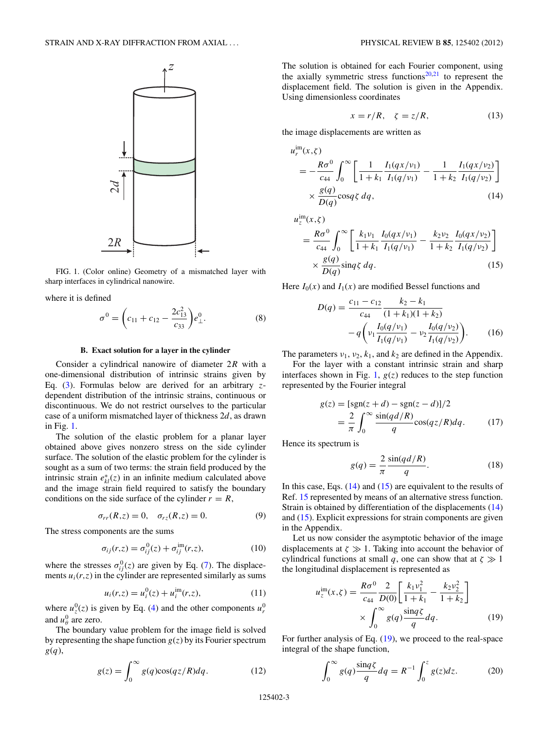FIG. 1. (Color online) Geometry of a mismatched layer with sharp interfaces in cylindrical nanowire.

where it is defined

$$\sigma^0 = \left(c_{11} + c_{12} - \frac{2c_{13}^2}{c_{33}}\right) e_\perp^0. \tag{8}$$

### B. Exact solution for a layer in the cylinder

Consider a cylindrical nanowire of diameter $2R$ with a one-dimensional distribution of intrinsic strains given by Eq. (3). Formulas below are derived for an arbitrary $z$-dependent distribution of the intrinsic strains, continuous or discontinuous. We do not restrict ourselves to the particular case of a uniform mismatched layer of thickness $2d$, as drawn in Fig. 1.

The solution of the elastic problem for a planar layer obtained above gives nonzero stress on the side cylinder surface. The solution of the elastic problem for the cylinder is sought as a sum of two terms: the strain field produced by the intrinsic strain $e_{kl}^*(z)$ in an infinite medium calculated above and the image strain field required to satisfy the boundary conditions on the side surface of the cylinder $r = R$,

$$\sigma_{rr}(R,z) = 0, \quad \sigma_{rz}(R,z) = 0. \tag{9}$$

The stress components are the sums

$$\sigma_{ij}(r,z) = \sigma_{ij}^0(z) + \sigma_{ij}^{\text{im}}(r,z), \tag{10}$$

where the stresses $\sigma_{ij}^0(z)$ are given by Eq. (7). The displacements $u_i(r,z)$ in the cylinder are represented similarly as sums

$$u_i(r,z) = u_i^0(z) + u_i^{\text{im}}(r,z), \tag{11}$$

where $u_z^0(z)$ is given by Eq. (4) and the other components $u_r^0$ and $u_\theta^0$ are zero.

The boundary value problem for the image field is solved by representing the shape function $g(z)$ by its Fourier spectrum $g(q)$,

$$g(z) = \int_0^\infty g(q) \cos(qz/R)\, dq. \tag{12}$$

The solution is obtained for each Fourier component, using the axially symmetric stress functions[20,21] to represent the displacement field. The solution is given in the Appendix. Using dimensionless coordinates

$$x = r/R, \quad \zeta = z/R, \tag{13}$$

the image displacements are written as

$$\begin{aligned} u_r^{\text{im}}(x,\zeta) &= -\frac{R\sigma^0}{c_{44}} \int_0^\infty \left[ \frac{1}{1+k_1} \frac{I_1(qx/\nu_1)}{I_1(q/\nu_1)} - \frac{1}{1+k_2} \frac{I_1(qx/\nu_2)}{I_1(q/\nu_2)} \right] \\ &\quad \times \frac{g(q)}{D(q)} \cos q\zeta \, dq, \end{aligned} \tag{14}$$

$$\begin{aligned} u_z^{\text{im}}(x,\zeta) &= \frac{R\sigma^0}{c_{44}} \int_0^\infty \left[ \frac{k_1\nu_1}{1+k_1} \frac{I_0(qx/\nu_1)}{I_1(q/\nu_1)} - \frac{k_2\nu_2}{1+k_2} \frac{I_0(qx/\nu_2)}{I_1(q/\nu_2)} \right] \\ &\quad \times \frac{g(q)}{D(q)} \sin q\zeta \, dq. \end{aligned} \tag{15}$$

Here $I_0(x)$ and $I_1(x)$ are modified Bessel functions and

$$\begin{aligned} D(q) &= \frac{c_{11} - c_{12}}{c_{44}} \frac{k_2 - k_1}{(1+k_1)(1+k_2)} \\ &\quad - q \left( \nu_1 \frac{I_0(q/\nu_1)}{I_1(q/\nu_1)} - \nu_2 \frac{I_0(q/\nu_2)}{I_1(q/\nu_2)} \right). \end{aligned} \tag{16}$$

The parameters $\nu_1$, $\nu_2$, $k_1$, and $k_2$ are defined in the Appendix.

For the layer with a constant intrinsic strain and sharp interfaces shown in Fig. 1, $g(z)$ reduces to the step function represented by the Fourier integral

$$\begin{aligned} g(z) &= [\text{sgn}(z+d) - \text{sgn}(z-d)]/2 \\ &= \frac{2}{\pi} \int_0^\infty \frac{\sin(qd/R)}{q} \cos(qz/R)\, dq. \end{aligned} \tag{17}$$

Hence its spectrum is

$$g(q) = \frac{2}{\pi} \frac{\sin(qd/R)}{q}. \tag{18}$$

In this case, Eqs. (14) and (15) are equivalent to the results of Ref. 15 represented by means of an alternative stress function. Strain is obtained by differentiation of the displacements (14) and (15). Explicit expressions for strain components are given in the Appendix.

Let us now consider the asymptotic behavior of the image displacements at $\zeta \gg 1$. Taking into account the behavior of cylindrical functions at small $q$, one can show that at $\zeta \gg 1$ the longitudinal displacement is represented as

$$\begin{aligned} u_z^{\text{im}}(x,\zeta) &= \frac{R\sigma^0}{c_{44}} \frac{2}{D(0)} \left[ \frac{k_1\nu_1^2}{1+k_1} - \frac{k_2\nu_2^2}{1+k_2} \right] \\ &\quad \times \int_0^\infty g(q) \frac{\sin q\zeta}{q} dq. \end{aligned} \tag{19}$$

For further analysis of Eq. (19), we proceed to the real-space integral of the shape function,

$$\int_0^\infty g(q) \frac{\sin q\zeta}{q} dq = R^{-1} \int_0^z g(z) dz. \tag{20}$$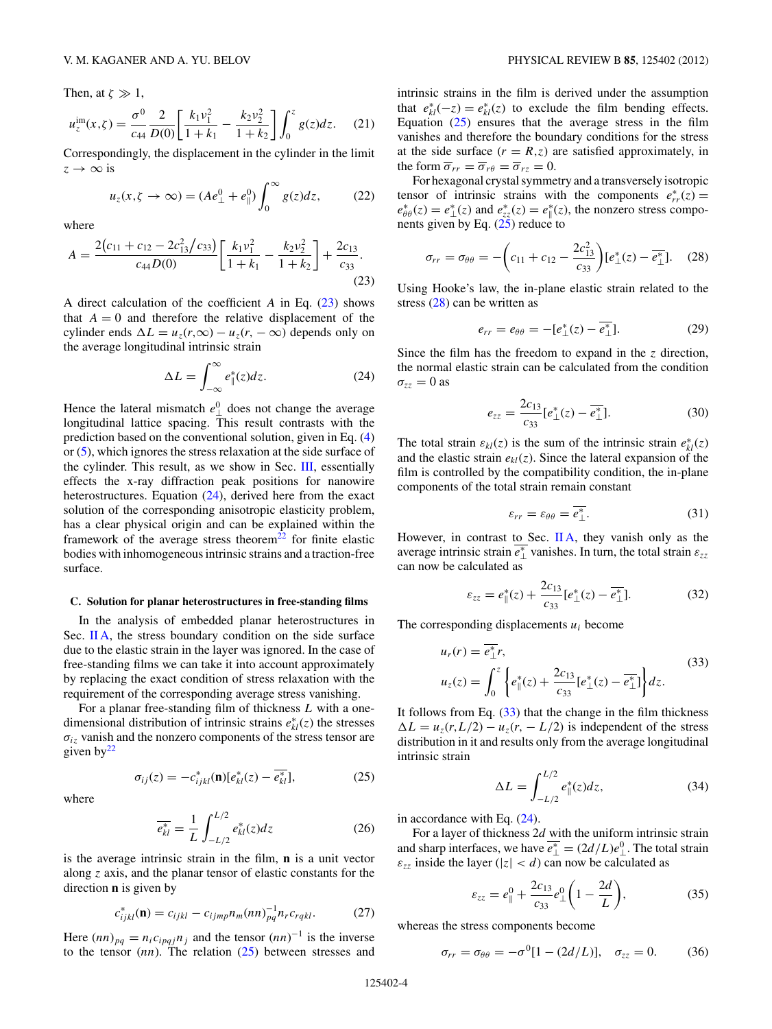Then, at $\zeta \gg 1$,

$$u_z^{\rm im}(x,\zeta) = \frac{\sigma^0}{c_{44}}\frac{2}{D(0)}\left[\frac{k_1\nu_1^2}{1+k_1} - \frac{k_2\nu_2^2}{1+k_2}\right]\int_0^z g(z)dz. \tag{21}$$

Correspondingly, the displacement in the cylinder in the limit $z \to \infty$ is

$$u_z(x,\zeta \to \infty) = (Ae_\perp^0 + e_\parallel^0)\int_0^\infty g(z)dz, \tag{22}$$

where

$$A = \frac{2\left(c_{11}+c_{12}-2c_{13}^2/c_{33}\right)}{c_{44}D(0)}\left[\frac{k_1\nu_1^2}{1+k_1} - \frac{k_2\nu_2^2}{1+k_2}\right] + \frac{2c_{13}}{c_{33}}. \tag{23}$$

A direct calculation of the coefficient $A$ in Eq. (23) shows that $A = 0$ and therefore the relative displacement of the cylinder ends $\Delta L = u_z(r,\infty) - u_z(r,-\infty)$ depends only on the average longitudinal intrinsic strain

$$\Delta L = \int_{-\infty}^{\infty} e_\parallel^*(z)dz. \tag{24}$$

Hence the lateral mismatch $e_\perp^0$ does not change the average longitudinal lattice spacing. This result contrasts with the prediction based on the conventional solution, given in Eq. (4) or (5), which ignores the stress relaxation at the side surface of the cylinder. This result, as we show in Sec. III, essentially effects the x-ray diffraction peak positions for nanowire heterostructures. Equation (24), derived here from the exact solution of the corresponding anisotropic elasticity problem, has a clear physical origin and can be explained within the framework of the average stress theorem[22] for finite elastic bodies with inhomogeneous intrinsic strains and a traction-free surface.

### C. Solution for planar heterostructures in free-standing films

In the analysis of embedded planar heterostructures in Sec. II A, the stress boundary condition on the side surface due to the elastic strain in the layer was ignored. In the case of free-standing films we can take it into account approximately by replacing the exact condition of stress relaxation with the requirement of the corresponding average stress vanishing.

For a planar free-standing film of thickness $L$ with a one-dimensional distribution of intrinsic strains $e_{kl}^*(z)$ the stresses $\sigma_{iz}$ vanish and the nonzero components of the stress tensor are given by[22]

$$\sigma_{ij}(z) = -c_{ijkl}^*(\mathbf{n})[e_{kl}^*(z) - \overline{e_{kl}^*}], \tag{25}$$

where

$$\overline{e_{kl}^*} = \frac{1}{L}\int_{-L/2}^{L/2} e_{kl}^*(z)dz \tag{26}$$

is the average intrinsic strain in the film, $\mathbf{n}$ is a unit vector along $z$ axis, and the planar tensor of elastic constants for the direction $\mathbf{n}$ is given by

$$c_{ijkl}^*(\mathbf{n}) = c_{ijkl} - c_{ijmp}n_m(nn)_{pq}^{-1}n_r c_{rqkl}. \tag{27}$$

Here $(nn)_{pq} = n_i c_{ipqj} n_j$ and the tensor $(nn)^{-1}$ is the inverse to the tensor $(nn)$. The relation (25) between stresses and intrinsic strains in the film is derived under the assumption that $e_{kl}^*(-z) = e_{kl}^*(z)$ to exclude the film bending effects. Equation (25) ensures that the average stress in the film vanishes and therefore the boundary conditions for the stress at the side surface $(r = R, z)$ are satisfied approximately, in the form $\overline{\sigma}_{rr} = \overline{\sigma}_{r\theta} = \overline{\sigma}_{rz} = 0$.

For hexagonal crystal symmetry and a transversely isotropic tensor of intrinsic strains with the components $e_{rr}^*(z) = e_{\theta\theta}^*(z) = e_\perp^*(z)$ and $e_{zz}^*(z) = e_\parallel^*(z)$, the nonzero stress components given by Eq. (25) reduce to

$$\sigma_{rr} = \sigma_{\theta\theta} = -\left(c_{11}+c_{12}-\frac{2c_{13}^2}{c_{33}}\right)[e_\perp^*(z) - \overline{e_\perp^*}]. \tag{28}$$

Using Hooke's law, the in-plane elastic strain related to the stress (28) can be written as

$$e_{rr} = e_{\theta\theta} = -[e_\perp^*(z) - \overline{e_\perp^*}]. \tag{29}$$

Since the film has the freedom to expand in the $z$ direction, the normal elastic strain can be calculated from the condition $\sigma_{zz} = 0$ as

$$e_{zz} = \frac{2c_{13}}{c_{33}}[e_\perp^*(z) - \overline{e_\perp^*}]. \tag{30}$$

The total strain $\varepsilon_{kl}(z)$ is the sum of the intrinsic strain $e_{kl}^*(z)$ and the elastic strain $e_{kl}(z)$. Since the lateral expansion of the film is controlled by the compatibility condition, the in-plane components of the total strain remain constant

$$\varepsilon_{rr} = \varepsilon_{\theta\theta} = \overline{e_\perp^*}. \tag{31}$$

However, in contrast to Sec. II A, they vanish only as the average intrinsic strain $\overline{e_\perp^*}$ vanishes. In turn, the total strain $\varepsilon_{zz}$ can now be calculated as

$$\varepsilon_{zz} = e_\parallel^*(z) + \frac{2c_{13}}{c_{33}}[e_\perp^*(z) - \overline{e_\perp^*}]. \tag{32}$$

The corresponding displacements $u_i$ become

$$\begin{aligned} u_r(r) &= \overline{e_\perp^*}r, \\ u_z(z) &= \int_0^z \left\{e_\parallel^*(z) + \frac{2c_{13}}{c_{33}}[e_\perp^*(z) - \overline{e_\perp^*}]\right\}dz. \end{aligned} \tag{33}$$

It follows from Eq. (33) that the change in the film thickness $\Delta L = u_z(r, L/2) - u_z(r, -L/2)$ is independent of the stress distribution in it and results only from the average longitudinal intrinsic strain

$$\Delta L = \int_{-L/2}^{L/2} e_\parallel^*(z)dz, \tag{34}$$

in accordance with Eq. (24).

For a layer of thickness $2d$ with the uniform intrinsic strain and sharp interfaces, we have $\overline{e_\perp^*} = (2d/L)e_\perp^0$. The total strain $\varepsilon_{zz}$ inside the layer ($|z| < d$) can now be calculated as

$$\varepsilon_{zz} = e_\parallel^0 + \frac{2c_{13}}{c_{33}}e_\perp^0\left(1 - \frac{2d}{L}\right), \tag{35}$$

whereas the stress components become

$$\sigma_{rr} = \sigma_{\theta\theta} = -\sigma^0[1 - (2d/L)], \quad \sigma_{zz} = 0. \tag{36}$$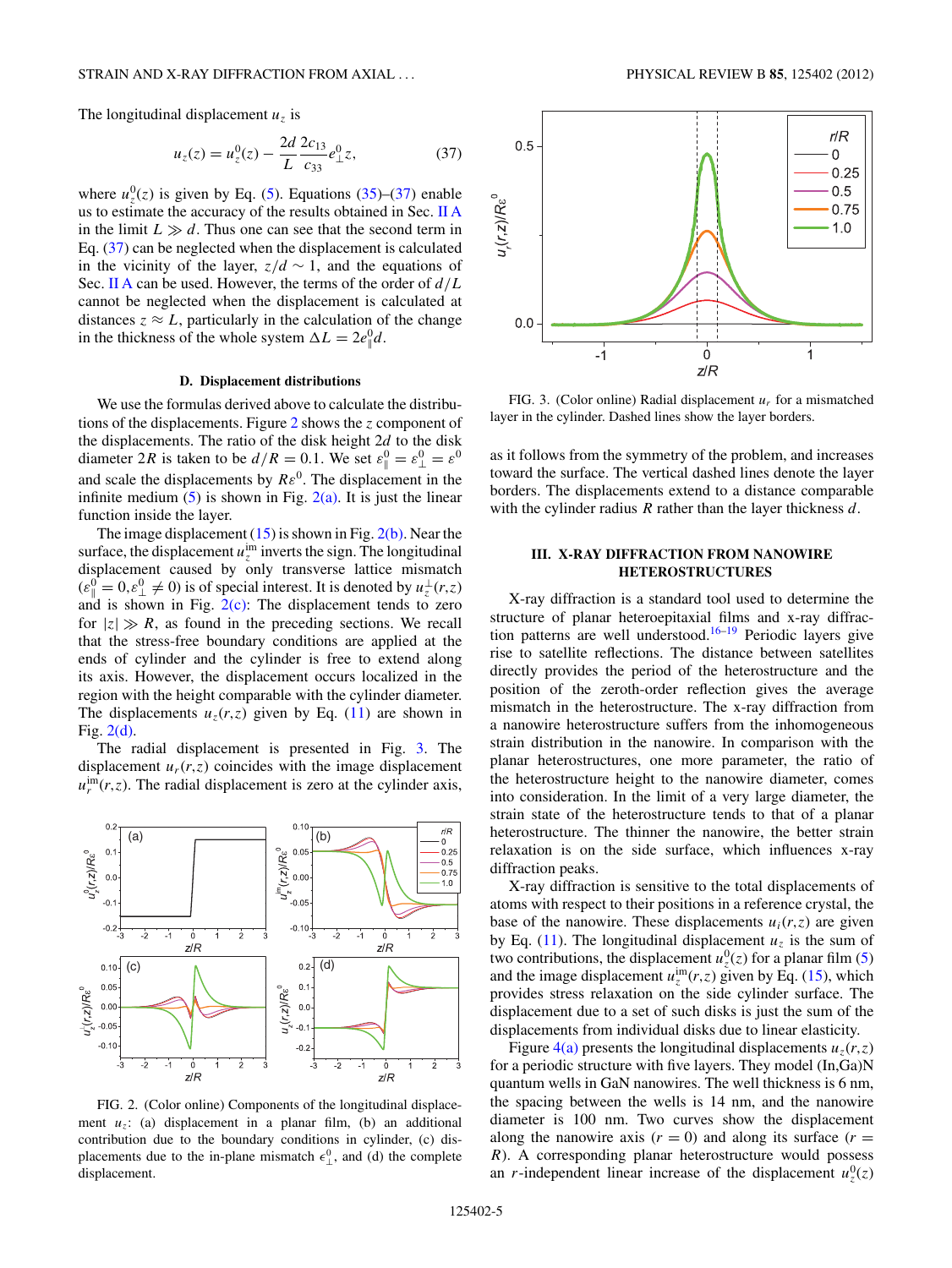The longitudinal displacement $u_z$ is

$$u_z(z) = u_z^0(z) - \frac{2d}{L}\frac{2c_{13}}{c_{33}}e_\perp^0 z, \tag{37}$$

where $u_z^0(z)$ is given by Eq. (5). Equations (35)–(37) enable us to estimate the accuracy of the results obtained in Sec. II A in the limit $L \gg d$. Thus one can see that the second term in Eq. (37) can be neglected when the displacement is calculated in the vicinity of the layer, $z/d \sim 1$, and the equations of Sec. II A can be used. However, the terms of the order of $d/L$ cannot be neglected when the displacement is calculated at distances $z \approx L$, particularly in the calculation of the change in the thickness of the whole system $\Delta L = 2e_\parallel^0 d$.

### D. Displacement distributions

We use the formulas derived above to calculate the distributions of the displacements. Figure 2 shows the $z$ component of the displacements. The ratio of the disk height $2d$ to the disk diameter $2R$ is taken to be $d/R = 0.1$. We set $\varepsilon_\parallel^0 = \varepsilon_\perp^0 = \varepsilon^0$ and scale the displacements by $R\varepsilon^0$. The displacement in the infinite medium (5) is shown in Fig. 2(a). It is just the linear function inside the layer.

The image displacement (15) is shown in Fig. 2(b). Near the surface, the displacement $u_z^{\text{im}}$ inverts the sign. The longitudinal displacement caused by only transverse lattice mismatch ($\varepsilon_\parallel^0 = 0, \varepsilon_\perp^0 \neq 0$) is of special interest. It is denoted by $u_z^\perp(r,z)$ and is shown in Fig. 2(c): The displacement tends to zero for $|z| \gg R$, as found in the preceding sections. We recall that the stress-free boundary conditions are applied at the ends of cylinder and the cylinder is free to extend along its axis. However, the displacement occurs localized in the region with the height comparable with the cylinder diameter. The displacements $u_z(r,z)$ given by Eq. (11) are shown in Fig. 2(d).

The radial displacement is presented in Fig. 3. The displacement $u_r(r,z)$ coincides with the image displacement $u_r^{\text{im}}(r,z)$. The radial displacement is zero at the cylinder axis, as it follows from the symmetry of the problem, and increases toward the surface. The vertical dashed lines denote the layer borders. The displacements extend to a distance comparable with the cylinder radius $R$ rather than the layer thickness $d$.

FIG. 2. (Color online) Components of the longitudinal displacement $u_z$: (a) displacement in a planar film, (b) an additional contribution due to the boundary conditions in cylinder, (c) displacements due to the in-plane mismatch $\epsilon_\perp^0$, and (d) the complete displacement.

FIG. 3. (Color online) Radial displacement $u_r$ for a mismatched layer in the cylinder. Dashed lines show the layer borders.

## III. X-RAY DIFFRACTION FROM NANOWIRE HETEROSTRUCTURES

X-ray diffraction is a standard tool used to determine the structure of planar heteroepitaxial films and x-ray diffraction patterns are well understood.[16–19] Periodic layers give rise to satellite reflections. The distance between satellites directly provides the period of the heterostructure and the position of the zeroth-order reflection gives the average mismatch in the heterostructure. The x-ray diffraction from a nanowire heterostructure suffers from the inhomogeneous strain distribution in the nanowire. In comparison with the planar heterostructures, one more parameter, the ratio of the heterostructure height to the nanowire diameter, comes into consideration. In the limit of a very large diameter, the strain state of the heterostructure tends to that of a planar heterostructure. The thinner the nanowire, the better strain relaxation is on the side surface, which influences x-ray diffraction peaks.

X-ray diffraction is sensitive to the total displacements of atoms with respect to their positions in a reference crystal, the base of the nanowire. These displacements $u_i(r,z)$ are given by Eq. (11). The longitudinal displacement $u_z$ is the sum of two contributions, the displacement $u_z^0(z)$ for a planar film (5) and the image displacement $u_z^{\text{im}}(r,z)$ given by Eq. (15), which provides stress relaxation on the side cylinder surface. The displacement due to a set of such disks is just the sum of the displacements from individual disks due to linear elasticity.

Figure 4(a) presents the longitudinal displacements $u_z(r,z)$ for a periodic structure with five layers. They model (In,Ga)N quantum wells in GaN nanowires. The well thickness is 6 nm, the spacing between the wells is 14 nm, and the nanowire diameter is 100 nm. Two curves show the displacement along the nanowire axis ($r = 0$) and along its surface ($r = R$). A corresponding planar heterostructure would possess an $r$-independent linear increase of the displacement $u_z^0(z)$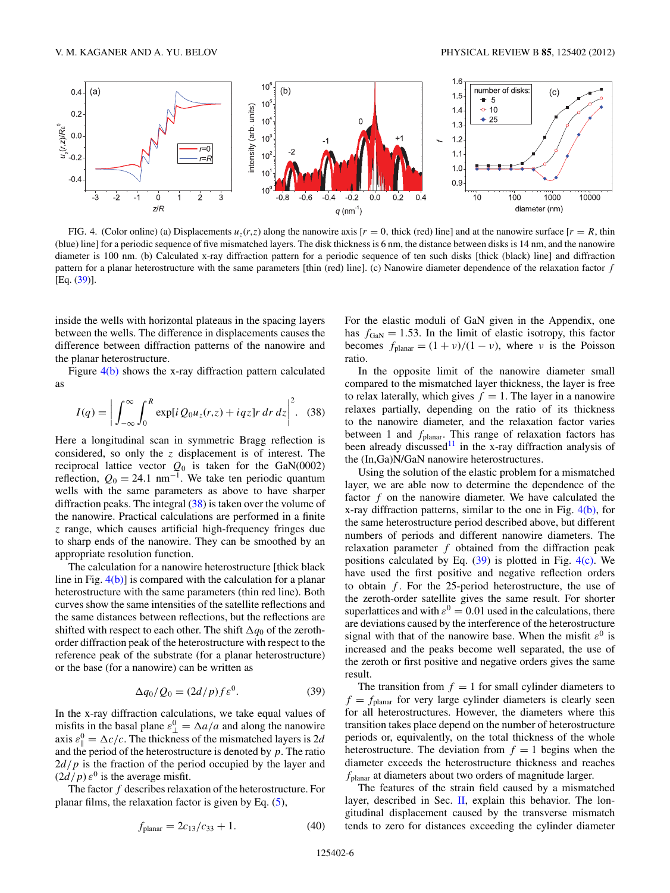FIG. 4. (Color online) (a) Displacements $u_z(r,z)$ along the nanowire axis [$r = 0$, thick (red) line] and at the nanowire surface [$r = R$, thin (blue) line] for a periodic sequence of five mismatched layers. The disk thickness is 6 nm, the distance between disks is 14 nm, and the nanowire diameter is 100 nm. (b) Calculated x-ray diffraction pattern for a periodic sequence of ten such disks [thick (black) line] and diffraction pattern for a planar heterostructure with the same parameters [thin (red) line]. (c) Nanowire diameter dependence of the relaxation factor $f$ [Eq. (39)].

inside the wells with horizontal plateaus in the spacing layers between the wells. The difference in displacements causes the difference between diffraction patterns of the nanowire and the planar heterostructure.

Figure 4(b) shows the x-ray diffraction pattern calculated as

$$I(q) = \left| \int_{-\infty}^{\infty} \int_0^R \exp[i Q_0 u_z(r,z) + iqz] r \, dr \, dz \right|^2. \quad (38)$$

Here a longitudinal scan in symmetric Bragg reflection is considered, so only the $z$ displacement is of interest. The reciprocal lattice vector $Q_0$ is taken for the GaN(0002) reflection, $Q_0 = 24.1$ nm$^{-1}$. We take ten periodic quantum wells with the same parameters as above to have sharper diffraction peaks. The integral (38) is taken over the volume of the nanowire. Practical calculations are performed in a finite $z$ range, which causes artificial high-frequency fringes due to sharp ends of the nanowire. They can be smoothed by an appropriate resolution function.

The calculation for a nanowire heterostructure [thick black line in Fig. 4(b)] is compared with the calculation for a planar heterostructure with the same parameters (thin red line). Both curves show the same intensities of the satellite reflections and the same distances between reflections, but the reflections are shifted with respect to each other. The shift $\Delta q_0$ of the zeroth-order diffraction peak of the heterostructure with respect to the reference peak of the substrate (for a planar heterostructure) or the base (for a nanowire) can be written as

$$\Delta q_0 / Q_0 = (2d/p) f \varepsilon^0. \quad (39)$$

In the x-ray diffraction calculations, we take equal values of misfits in the basal plane $\varepsilon_\perp^0 = \Delta a/a$ and along the nanowire axis $\varepsilon_\parallel^0 = \Delta c/c$. The thickness of the mismatched layers is $2d$ and the period of the heterostructure is denoted by $p$. The ratio $2d/p$ is the fraction of the period occupied by the layer and $(2d/p)\,\varepsilon^0$ is the average misfit.

The factor $f$ describes relaxation of the heterostructure. For planar films, the relaxation factor is given by Eq. (5),

$$f_{\mathrm{planar}} = 2c_{13}/c_{33} + 1. \quad (40)$$

For the elastic moduli of GaN given in the Appendix, one has $f_{\mathrm{GaN}} = 1.53$. In the limit of elastic isotropy, this factor becomes $f_{\mathrm{planar}} = (1+\nu)/(1-\nu)$, where $\nu$ is the Poisson ratio.

In the opposite limit of the nanowire diameter small compared to the mismatched layer thickness, the layer is free to relax laterally, which gives $f = 1$. The layer in a nanowire relaxes partially, depending on the ratio of its thickness to the nanowire diameter, and the relaxation factor varies between 1 and $f_{\mathrm{planar}}$. This range of relaxation factors has been already discussed[11] in the x-ray diffraction analysis of the (In,Ga)N/GaN nanowire heterostructures.

Using the solution of the elastic problem for a mismatched layer, we are able now to determine the dependence of the factor $f$ on the nanowire diameter. We have calculated the x-ray diffraction patterns, similar to the one in Fig. 4(b), for the same heterostructure period described above, but different numbers of periods and different nanowire diameters. The relaxation parameter $f$ obtained from the diffraction peak positions calculated by Eq. (39) is plotted in Fig. 4(c). We have used the first positive and negative reflection orders to obtain $f$. For the 25-period heterostructure, the use of the zeroth-order satellite gives the same result. For shorter superlattices and with $\varepsilon^0 = 0.01$ used in the calculations, there are deviations caused by the interference of the heterostructure signal with that of the nanowire base. When the misfit $\varepsilon^0$ is increased and the peaks become well separated, the use of the zeroth or first positive and negative orders gives the same result.

The transition from $f = 1$ for small cylinder diameters to $f = f_{\mathrm{planar}}$ for very large cylinder diameters is clearly seen for all heterostructures. However, the diameters where this transition takes place depend on the number of heterostructure periods or, equivalently, on the total thickness of the whole heterostructure. The deviation from $f = 1$ begins when the diameter exceeds the heterostructure thickness and reaches $f_{\mathrm{planar}}$ at diameters about two orders of magnitude larger.

The features of the strain field caused by a mismatched layer, described in Sec. II, explain this behavior. The longitudinal displacement caused by the transverse mismatch tends to zero for distances exceeding the cylinder diameter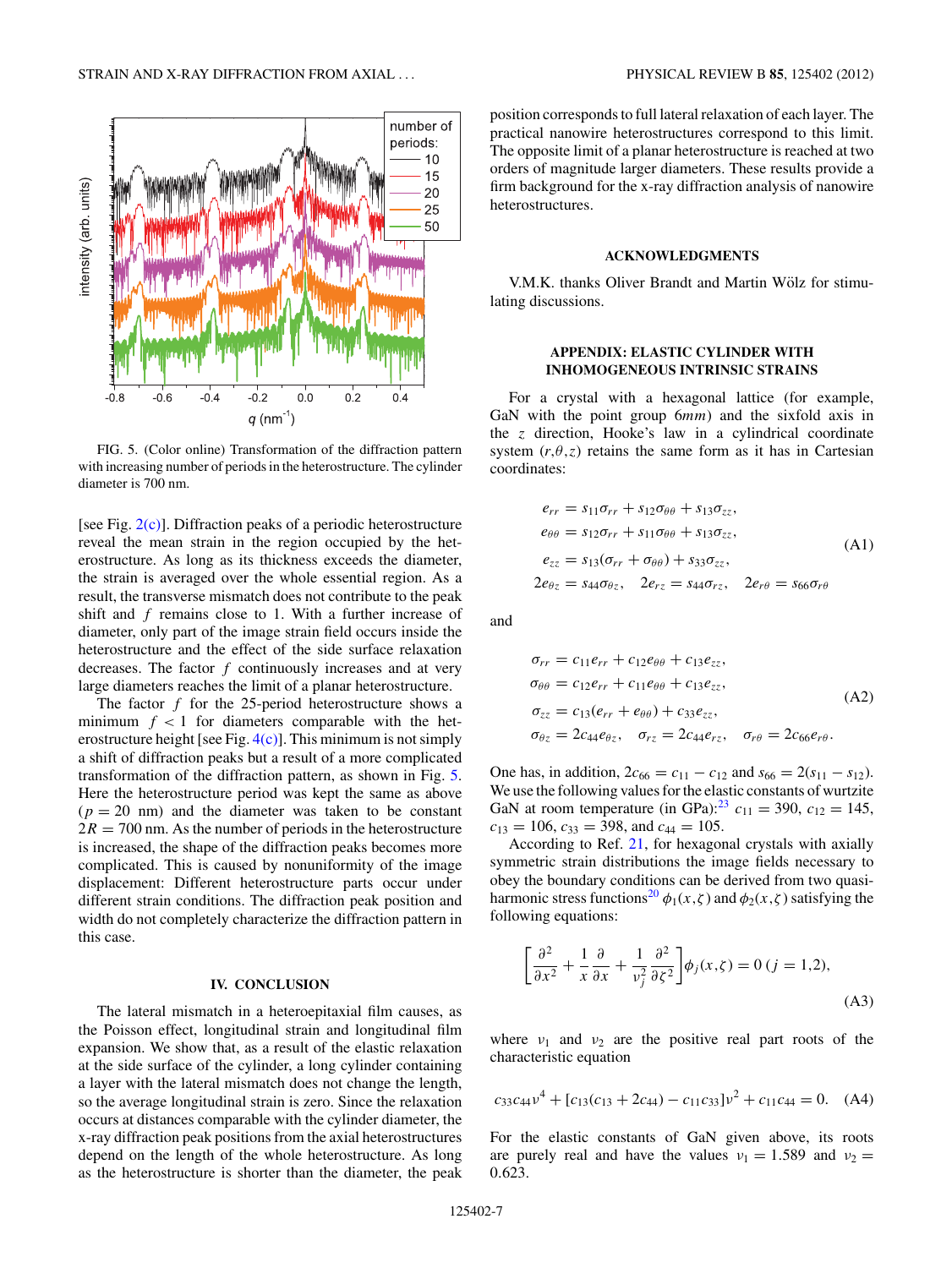FIG. 5. (Color online) Transformation of the diffraction pattern with increasing number of periods in the heterostructure. The cylinder diameter is 700 nm.

[see Fig. 2(c)]. Diffraction peaks of a periodic heterostructure reveal the mean strain in the region occupied by the heterostructure. As long as its thickness exceeds the diameter, the strain is averaged over the whole essential region. As a result, the transverse mismatch does not contribute to the peak shift and $f$ remains close to 1. With a further increase of diameter, only part of the image strain field occurs inside the heterostructure and the effect of the side surface relaxation decreases. The factor $f$ continuously increases and at very large diameters reaches the limit of a planar heterostructure.

The factor $f$ for the 25-period heterostructure shows a minimum $f < 1$ for diameters comparable with the heterostructure height [see Fig. 4(c)]. This minimum is not simply a shift of diffraction peaks but a result of a more complicated transformation of the diffraction pattern, as shown in Fig. 5. Here the heterostructure period was kept the same as above ($p = 20$ nm) and the diameter was taken to be constant $2R = 700$ nm. As the number of periods in the heterostructure is increased, the shape of the diffraction peaks becomes more complicated. This is caused by nonuniformity of the image displacement: Different heterostructure parts occur under different strain conditions. The diffraction peak position and width do not completely characterize the diffraction pattern in this case.

## IV. CONCLUSION

The lateral mismatch in a heteroepitaxial film causes, as the Poisson effect, longitudinal strain and longitudinal film expansion. We show that, as a result of the elastic relaxation at the side surface of the cylinder, a long cylinder containing a layer with the lateral mismatch does not change the length, so the average longitudinal strain is zero. Since the relaxation occurs at distances comparable with the cylinder diameter, the x-ray diffraction peak positions from the axial heterostructures depend on the length of the whole heterostructure. As long as the heterostructure is shorter than the diameter, the peak position corresponds to full lateral relaxation of each layer. The practical nanowire heterostructures correspond to this limit. The opposite limit of a planar heterostructure is reached at two orders of magnitude larger diameters. These results provide a firm background for the x-ray diffraction analysis of nanowire heterostructures.

## ACKNOWLEDGMENTS

V.M.K. thanks Oliver Brandt and Martin Wölz for stimulating discussions.

## APPENDIX: ELASTIC CYLINDER WITH INHOMOGENEOUS INTRINSIC STRAINS

For a crystal with a hexagonal lattice (for example, GaN with the point group $6mm$) and the sixfold axis in the $z$ direction, Hooke's law in a cylindrical coordinate system $(r,\theta,z)$ retains the same form as it has in Cartesian coordinates:

$$\begin{aligned}
e_{rr} &= s_{11}\sigma_{rr} + s_{12}\sigma_{\theta\theta} + s_{13}\sigma_{zz},\\
e_{\theta\theta} &= s_{12}\sigma_{rr} + s_{11}\sigma_{\theta\theta} + s_{13}\sigma_{zz},\\
e_{zz} &= s_{13}(\sigma_{rr} + \sigma_{\theta\theta}) + s_{33}\sigma_{zz},\\
2e_{\theta z} &= s_{44}\sigma_{\theta z}, \quad 2e_{rz} = s_{44}\sigma_{rz}, \quad 2e_{r\theta} = s_{66}\sigma_{r\theta}
\end{aligned} \tag{A1}$$

and

$$\begin{aligned}
\sigma_{rr} &= c_{11}e_{rr} + c_{12}e_{\theta\theta} + c_{13}e_{zz},\\
\sigma_{\theta\theta} &= c_{12}e_{rr} + c_{11}e_{\theta\theta} + c_{13}e_{zz},\\
\sigma_{zz} &= c_{13}(e_{rr} + e_{\theta\theta}) + c_{33}e_{zz},\\
\sigma_{\theta z} &= 2c_{44}e_{\theta z}, \quad \sigma_{rz} = 2c_{44}e_{rz}, \quad \sigma_{r\theta} = 2c_{66}e_{r\theta}.
\end{aligned} \tag{A2}$$

One has, in addition, $2c_{66} = c_{11} - c_{12}$ and $s_{66} = 2(s_{11} - s_{12})$. We use the following values for the elastic constants of wurtzite GaN at room temperature (in GPa):[23] $c_{11} = 390$, $c_{12} = 145$, $c_{13} = 106$, $c_{33} = 398$, and $c_{44} = 105$.

According to Ref. 21, for hexagonal crystals with axially symmetric strain distributions the image fields necessary to obey the boundary conditions can be derived from two quasi-harmonic stress functions[20] $\phi_1(x,\zeta)$ and $\phi_2(x,\zeta)$ satisfying the following equations:

$$\left[\frac{\partial^2}{\partial x^2} + \frac{1}{x}\frac{\partial}{\partial x} + \frac{1}{\nu_j^2}\frac{\partial^2}{\partial \zeta^2}\right]\phi_j(x,\zeta) = 0 \; (j = 1,2), \tag{A3}$$

where $\nu_1$ and $\nu_2$ are the positive real part roots of the characteristic equation

$$c_{33}c_{44}\nu^4 + [c_{13}(c_{13} + 2c_{44}) - c_{11}c_{33}]\nu^2 + c_{11}c_{44} = 0. \tag{A4}$$

For the elastic constants of GaN given above, its roots are purely real and have the values $\nu_1 = 1.589$ and $\nu_2 = 0.623$.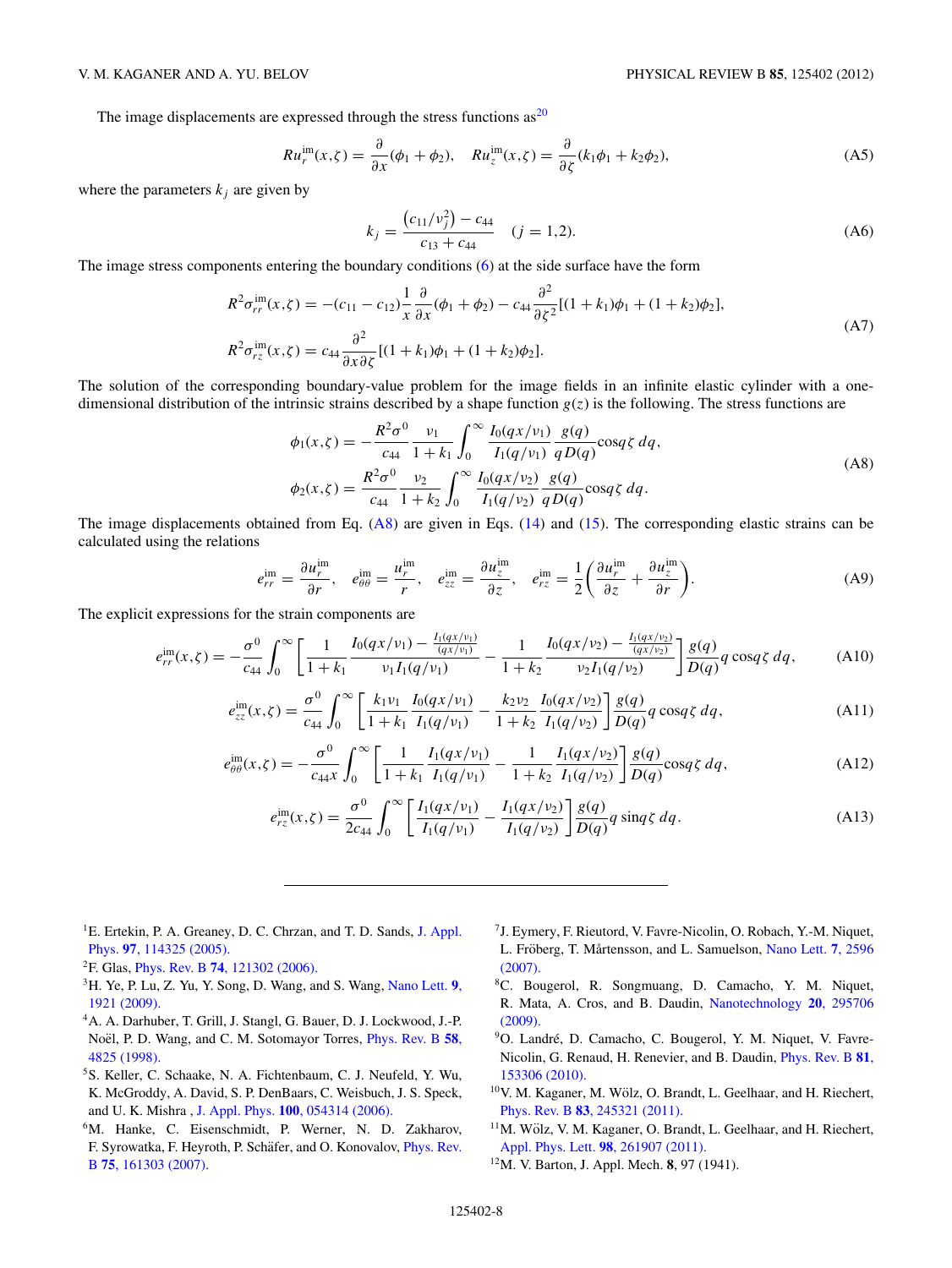The image displacements are expressed through the stress functions as[20]

$$Ru_r^{\mathrm{im}}(x,\zeta) = \frac{\partial}{\partial x}(\phi_1 + \phi_2), \quad Ru_z^{\mathrm{im}}(x,\zeta) = \frac{\partial}{\partial \zeta}(k_1\phi_1 + k_2\phi_2), \tag{A5}$$

where the parameters $k_j$ are given by

$$k_j = \frac{\left(c_{11}/\nu_j^2\right) - c_{44}}{c_{13} + c_{44}} \quad (j = 1,2). \tag{A6}$$

The image stress components entering the boundary conditions (6) at the side surface have the form

$$\begin{aligned} R^2\sigma_{rr}^{\mathrm{im}}(x,\zeta) &= -(c_{11} - c_{12})\frac{1}{x}\frac{\partial}{\partial x}(\phi_1 + \phi_2) - c_{44}\frac{\partial^2}{\partial \zeta^2}[(1+k_1)\phi_1 + (1+k_2)\phi_2], \\ R^2\sigma_{rz}^{\mathrm{im}}(x,\zeta) &= c_{44}\frac{\partial^2}{\partial x \partial \zeta}[(1+k_1)\phi_1 + (1+k_2)\phi_2]. \end{aligned} \tag{A7}$$

The solution of the corresponding boundary-value problem for the image fields in an infinite elastic cylinder with a one-dimensional distribution of the intrinsic strains described by a shape function $g(z)$ is the following. The stress functions are

$$\begin{aligned} \phi_1(x,\zeta) &= -\frac{R^2\sigma^0}{c_{44}}\frac{\nu_1}{1+k_1}\int_0^\infty \frac{I_0(qx/\nu_1)}{I_1(q/\nu_1)}\frac{g(q)}{qD(q)}\cos q\zeta \, dq, \\ \phi_2(x,\zeta) &= \frac{R^2\sigma^0}{c_{44}}\frac{\nu_2}{1+k_2}\int_0^\infty \frac{I_0(qx/\nu_2)}{I_1(q/\nu_2)}\frac{g(q)}{qD(q)}\cos q\zeta \, dq. \end{aligned} \tag{A8}$$

The image displacements obtained from Eq. (A8) are given in Eqs. (14) and (15). The corresponding elastic strains can be calculated using the relations

$$e_{rr}^{\mathrm{im}} = \frac{\partial u_r^{\mathrm{im}}}{\partial r}, \quad e_{\theta\theta}^{\mathrm{im}} = \frac{u_r^{\mathrm{im}}}{r}, \quad e_{zz}^{\mathrm{im}} = \frac{\partial u_z^{\mathrm{im}}}{\partial z}, \quad e_{rz}^{\mathrm{im}} = \frac{1}{2}\left(\frac{\partial u_r^{\mathrm{im}}}{\partial z} + \frac{\partial u_z^{\mathrm{im}}}{\partial r}\right). \tag{A9}$$

The explicit expressions for the strain components are

$$e_{rr}^{\mathrm{im}}(x,\zeta) = -\frac{\sigma^0}{c_{44}}\int_0^\infty \left[\frac{1}{1+k_1}\frac{I_0(qx/\nu_1) - \frac{I_1(qx/\nu_1)}{(qx/\nu_1)}}{\nu_1 I_1(q/\nu_1)} - \frac{1}{1+k_2}\frac{I_0(qx/\nu_2) - \frac{I_1(qx/\nu_2)}{(qx/\nu_2)}}{\nu_2 I_1(q/\nu_2)}\right]\frac{g(q)}{D(q)}q\cos q\zeta \, dq, \tag{A10}$$

$$e_{zz}^{\mathrm{im}}(x,\zeta) = \frac{\sigma^0}{c_{44}}\int_0^\infty \left[\frac{k_1\nu_1}{1+k_1}\frac{I_0(qx/\nu_1)}{I_1(q/\nu_1)} - \frac{k_2\nu_2}{1+k_2}\frac{I_0(qx/\nu_2)}{I_1(q/\nu_2)}\right]\frac{g(q)}{D(q)}q\cos q\zeta \, dq, \tag{A11}$$

$$e_{\theta\theta}^{\mathrm{im}}(x,\zeta) = -\frac{\sigma^0}{c_{44}x}\int_0^\infty \left[\frac{1}{1+k_1}\frac{I_1(qx/\nu_1)}{I_1(q/\nu_1)} - \frac{1}{1+k_2}\frac{I_1(qx/\nu_2)}{I_1(q/\nu_2)}\right]\frac{g(q)}{D(q)}\cos q\zeta \, dq, \tag{A12}$$

$$e_{rz}^{\mathrm{im}}(x,\zeta) = \frac{\sigma^0}{2c_{44}}\int_0^\infty \left[\frac{I_1(qx/\nu_1)}{I_1(q/\nu_1)} - \frac{I_1(qx/\nu_2)}{I_1(q/\nu_2)}\right]\frac{g(q)}{D(q)}q\sin q\zeta \, dq. \tag{A13}$$

---

[1] E. Ertekin, P. A. Greaney, D. C. Chrzan, and T. D. Sands, J. Appl. Phys. **97**, 114325 (2005).

[2] F. Glas, Phys. Rev. B **74**, 121302 (2006).

[3] H. Ye, P. Lu, Z. Yu, Y. Song, D. Wang, and S. Wang, Nano Lett. **9**, 1921 (2009).

[4] A. A. Darhuber, T. Grill, J. Stangl, G. Bauer, D. J. Lockwood, J.-P. Noël, P. D. Wang, and C. M. Sotomayor Torres, Phys. Rev. B **58**, 4825 (1998).

[5] S. Keller, C. Schaake, N. A. Fichtenbaum, C. J. Neufeld, Y. Wu, K. McGroddy, A. David, S. P. DenBaars, C. Weisbuch, J. S. Speck, and U. K. Mishra , J. Appl. Phys. **100**, 054314 (2006).

[6] M. Hanke, C. Eisenschmidt, P. Werner, N. D. Zakharov, F. Syrowatka, F. Heyroth, P. Schäfer, and O. Konovalov, Phys. Rev. B **75**, 161303 (2007).

[7] J. Eymery, F. Rieutord, V. Favre-Nicolin, O. Robach, Y.-M. Niquet, L. Fröberg, T. Mårtensson, and L. Samuelson, Nano Lett. **7**, 2596 (2007).

[8] C. Bougerol, R. Songmuang, D. Camacho, Y. M. Niquet, R. Mata, A. Cros, and B. Daudin, Nanotechnology **20**, 295706 (2009).

[9] O. Landré, D. Camacho, C. Bougerol, Y. M. Niquet, V. Favre-Nicolin, G. Renaud, H. Renevier, and B. Daudin, Phys. Rev. B **81**, 153306 (2010).

[10] V. M. Kaganer, M. Wölz, O. Brandt, L. Geelhaar, and H. Riechert, Phys. Rev. B **83**, 245321 (2011).

[11] M. Wölz, V. M. Kaganer, O. Brandt, L. Geelhaar, and H. Riechert, Appl. Phys. Lett. **98**, 261907 (2011).

[12] M. V. Barton, J. Appl. Mech. **8**, 97 (1941).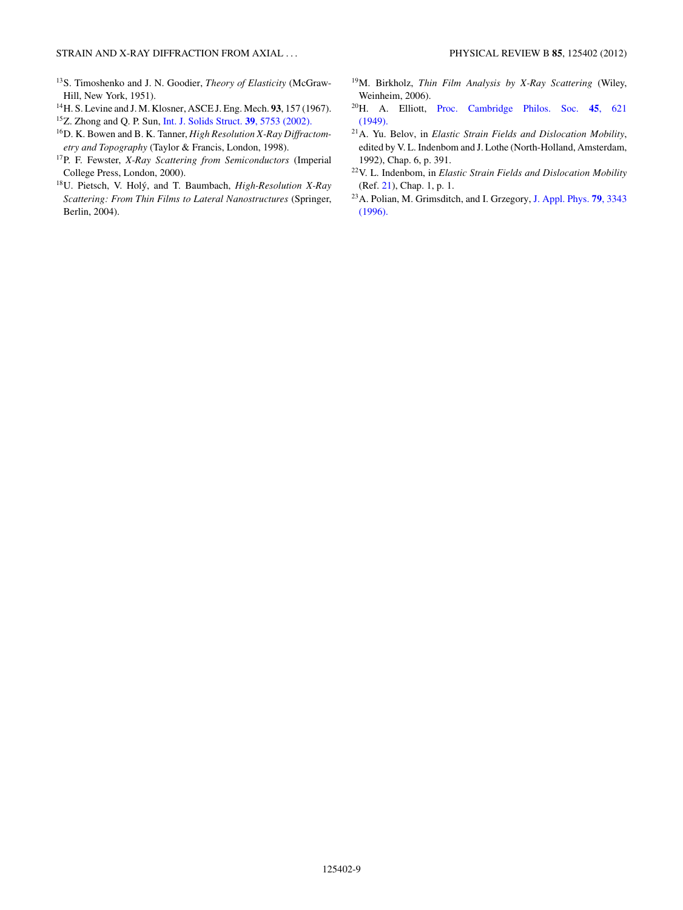[13] S. Timoshenko and J. N. Goodier, *Theory of Elasticity* (McGraw-Hill, New York, 1951).

[14] H. S. Levine and J. M. Klosner, ASCE J. Eng. Mech. **93**, 157 (1967).

[15] Z. Zhong and Q. P. Sun, Int. J. Solids Struct. **39**, 5753 (2002).

[16] D. K. Bowen and B. K. Tanner, *High Resolution X-Ray Diffractometry and Topography* (Taylor & Francis, London, 1998).

[17] P. F. Fewster, *X-Ray Scattering from Semiconductors* (Imperial College Press, London, 2000).

[18] U. Pietsch, V. Holý, and T. Baumbach, *High-Resolution X-Ray Scattering: From Thin Films to Lateral Nanostructures* (Springer, Berlin, 2004).

[19] M. Birkholz, *Thin Film Analysis by X-Ray Scattering* (Wiley, Weinheim, 2006).

[20] H. A. Elliott, Proc. Cambridge Philos. Soc. **45**, 621 (1949).

[21] A. Yu. Belov, in *Elastic Strain Fields and Dislocation Mobility*, edited by V. L. Indenbom and J. Lothe (North-Holland, Amsterdam, 1992), Chap. 6, p. 391.

[22] V. L. Indenbom, in *Elastic Strain Fields and Dislocation Mobility* (Ref. 21), Chap. 1, p. 1.

[23] A. Polian, M. Grimsditch, and I. Grzegory, J. Appl. Phys. **79**, 3343 (1996).